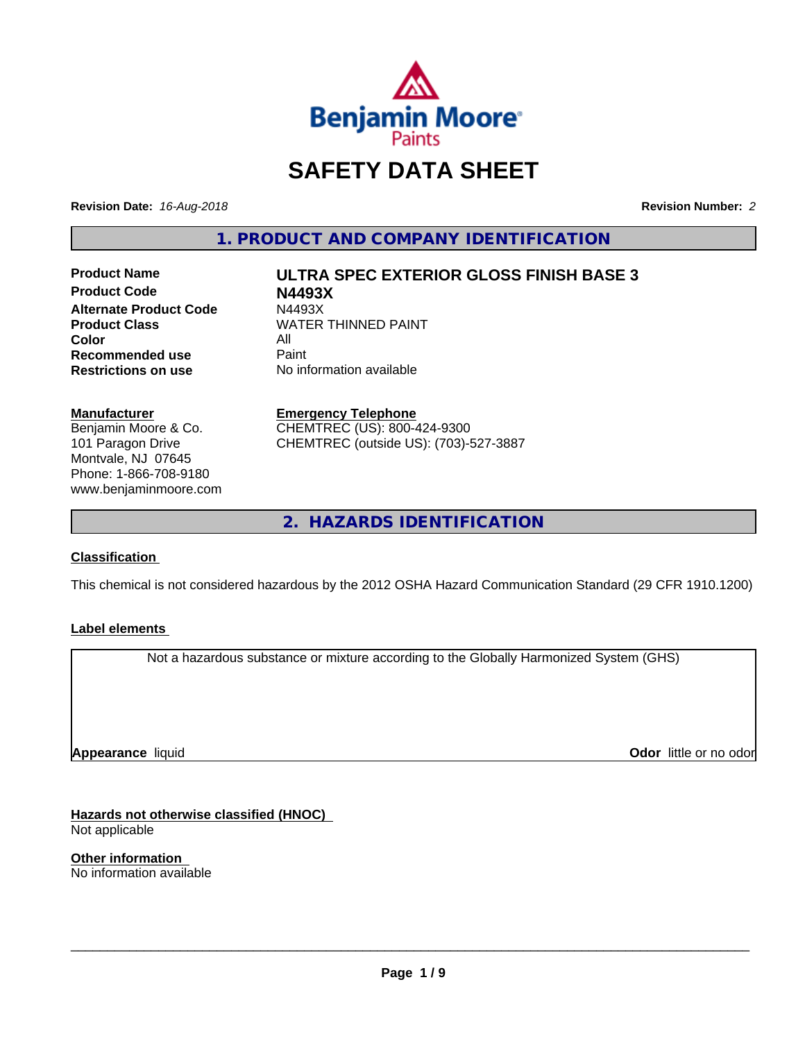# SAFETY DATA SHEET

**Revision Date:** *16-Aug-2018* **Revision Number:** *2*

## 1. PRODUCT AND COMPANY IDENTIFICATION

| | |
|---|---|
| **Product Name** | **ULTRA SPEC EXTERIOR GLOSS FINISH BASE 3** |
| **Product Code** | **N4493X** |
| **Alternate Product Code** | N4493X |
| **Product Class** | WATER THINNED PAINT |
| **Color** | All |
| **Recommended use** | Paint |
| **Restrictions on use** | No information available |

**Manufacturer**
Benjamin Moore & Co.
101 Paragon Drive
Montvale, NJ 07645
Phone: 1-866-708-9180
www.benjaminmoore.com

**Emergency Telephone**
CHEMTREC (US): 800-424-9300
CHEMTREC (outside US): (703)-527-3887

## 2. HAZARDS IDENTIFICATION

**Classification**

This chemical is not considered hazardous by the 2012 OSHA Hazard Communication Standard (29 CFR 1910.1200)

**Label elements**

Not a hazardous substance or mixture according to the Globally Harmonized System (GHS)

**Appearance** liquid **Odor** little or no odor

**Hazards not otherwise classified (HNOC)**
Not applicable

**Other information**
No information available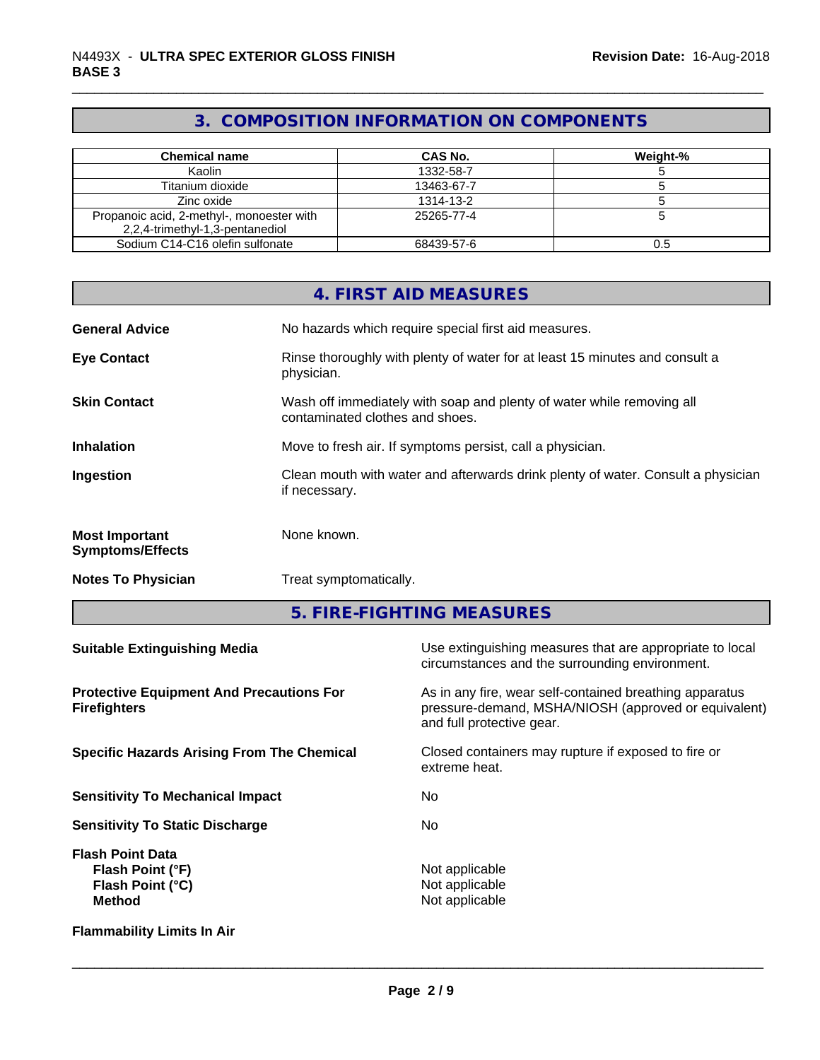## 3. COMPOSITION INFORMATION ON COMPONENTS

| Chemical name | CAS No. | Weight-% |
|---|---|---|
| Kaolin | 1332-58-7 | 5 |
| Titanium dioxide | 13463-67-7 | 5 |
| Zinc oxide | 1314-13-2 | 5 |
| Propanoic acid, 2-methyl-, monoester with 2,2,4-trimethyl-1,3-pentanediol | 25265-77-4 | 5 |
| Sodium C14-C16 olefin sulfonate | 68439-57-6 | 0.5 |

## 4. FIRST AID MEASURES

**General Advice** No hazards which require special first aid measures.

**Eye Contact** Rinse thoroughly with plenty of water for at least 15 minutes and consult a physician.

**Skin Contact** Wash off immediately with soap and plenty of water while removing all contaminated clothes and shoes.

**Inhalation** Move to fresh air. If symptoms persist, call a physician.

**Ingestion** Clean mouth with water and afterwards drink plenty of water. Consult a physician if necessary.

**Most Important Symptoms/Effects** None known.

**Notes To Physician** Treat symptomatically.

## 5. FIRE-FIGHTING MEASURES

**Suitable Extinguishing Media** Use extinguishing measures that are appropriate to local circumstances and the surrounding environment.

**Protective Equipment And Precautions For Firefighters** As in any fire, wear self-contained breathing apparatus pressure-demand, MSHA/NIOSH (approved or equivalent) and full protective gear.

**Specific Hazards Arising From The Chemical** Closed containers may rupture if exposed to fire or extreme heat.

**Sensitivity To Mechanical Impact** No

**Sensitivity To Static Discharge** No

**Flash Point Data**
**Flash Point (°F)** Not applicable
**Flash Point (°C)** Not applicable
**Method** Not applicable

**Flammability Limits In Air**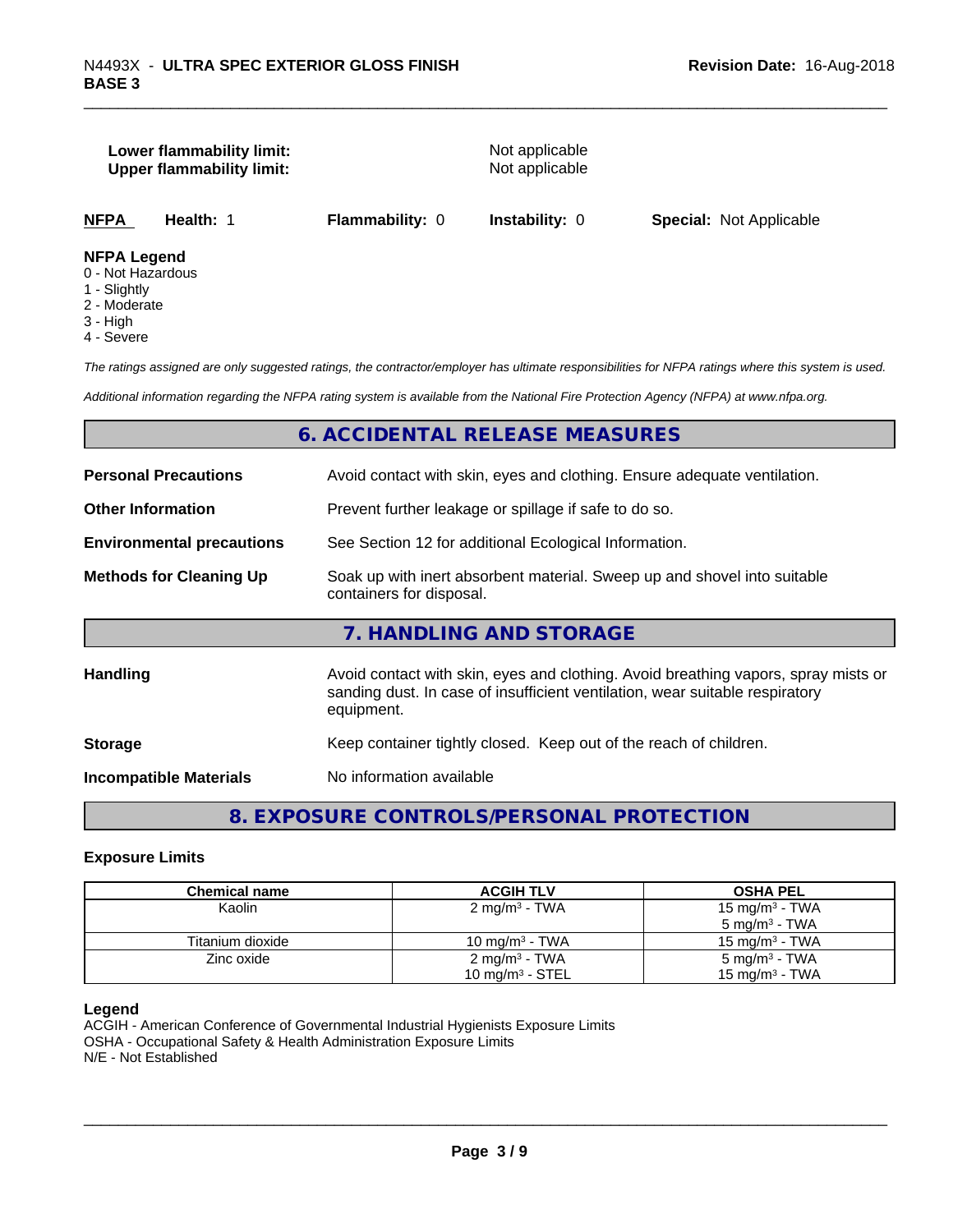**Lower flammability limit:** Not applicable
**Upper flammability limit:** Not applicable

| NFPA | Health: 1 | Flammability: 0 | Instability: 0 | Special: Not Applicable |
|---|---|---|---|---|

**NFPA Legend**
0 - Not Hazardous
1 - Slightly
2 - Moderate
3 - High
4 - Severe

*The ratings assigned are only suggested ratings, the contractor/employer has ultimate responsibilities for NFPA ratings where this system is used.*

*Additional information regarding the NFPA rating system is available from the National Fire Protection Agency (NFPA) at www.nfpa.org.*

## 6. ACCIDENTAL RELEASE MEASURES

**Personal Precautions** Avoid contact with skin, eyes and clothing. Ensure adequate ventilation.

**Other Information** Prevent further leakage or spillage if safe to do so.

**Environmental precautions** See Section 12 for additional Ecological Information.

**Methods for Cleaning Up** Soak up with inert absorbent material. Sweep up and shovel into suitable containers for disposal.

## 7. HANDLING AND STORAGE

**Handling** Avoid contact with skin, eyes and clothing. Avoid breathing vapors, spray mists or sanding dust. In case of insufficient ventilation, wear suitable respiratory equipment.

**Storage** Keep container tightly closed. Keep out of the reach of children.

**Incompatible Materials** No information available

## 8. EXPOSURE CONTROLS/PERSONAL PROTECTION

### Exposure Limits

| Chemical name | ACGIH TLV | OSHA PEL |
|---|---|---|
| Kaolin | 2 mg/m³ - TWA | 15 mg/m³ - TWA<br>5 mg/m³ - TWA |
| Titanium dioxide | 10 mg/m³ - TWA | 15 mg/m³ - TWA |
| Zinc oxide | 2 mg/m³ - TWA<br>10 mg/m³ - STEL | 5 mg/m³ - TWA<br>15 mg/m³ - TWA |

**Legend**
ACGIH - American Conference of Governmental Industrial Hygienists Exposure Limits
OSHA - Occupational Safety & Health Administration Exposure Limits
N/E - Not Established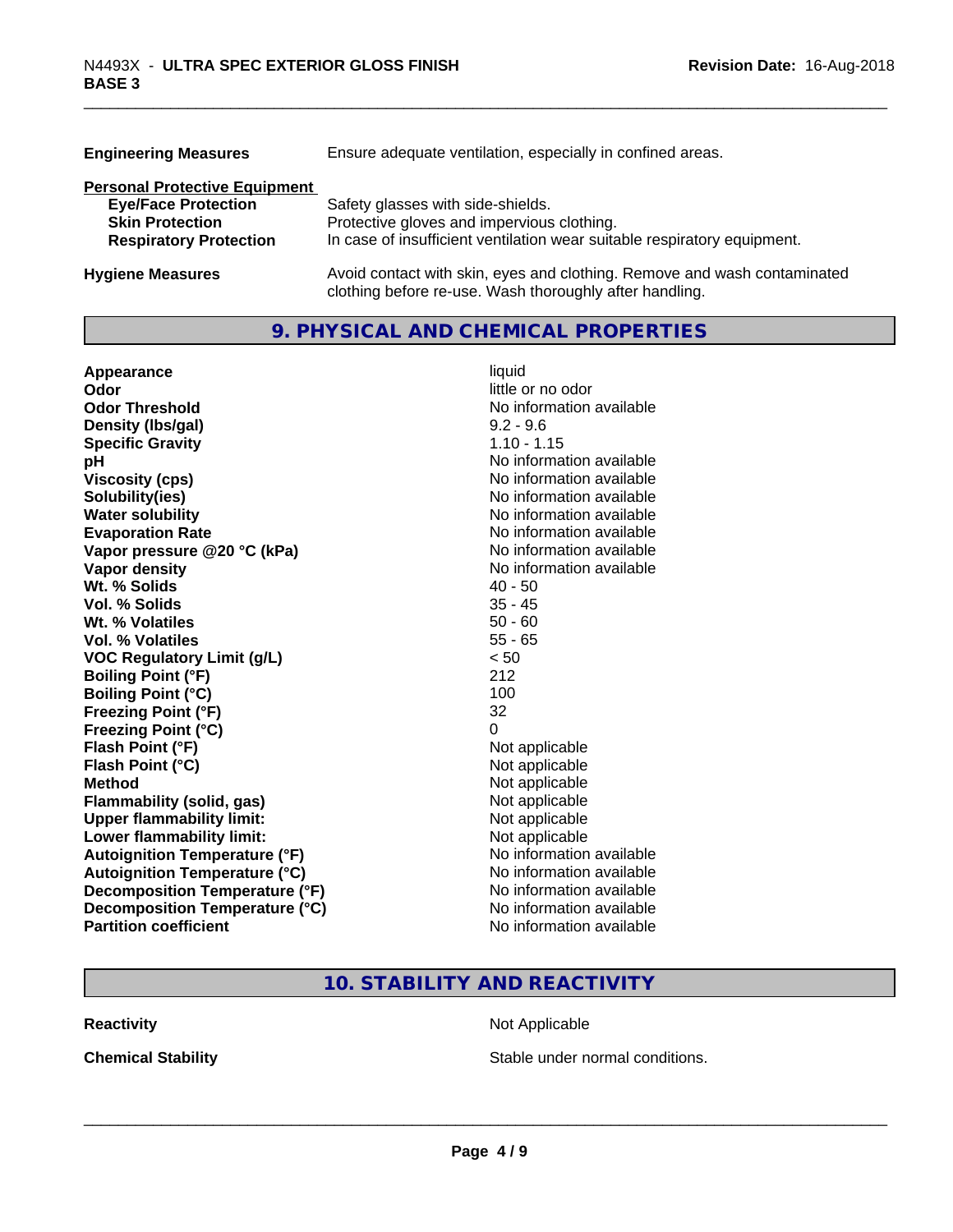| | |
|---|---|
| **Engineering Measures** | Ensure adequate ventilation, especially in confined areas. |

**Personal Protective Equipment**

| | |
|---|---|
| **Eye/Face Protection** | Safety glasses with side-shields. |
| **Skin Protection** | Protective gloves and impervious clothing. |
| **Respiratory Protection** | In case of insufficient ventilation wear suitable respiratory equipment. |

| | |
|---|---|
| **Hygiene Measures** | Avoid contact with skin, eyes and clothing. Remove and wash contaminated clothing before re-use. Wash thoroughly after handling. |

## 9. PHYSICAL AND CHEMICAL PROPERTIES

| | |
|---|---|
| **Appearance** | liquid |
| **Odor** | little or no odor |
| **Odor Threshold** | No information available |
| **Density (lbs/gal)** | 9.2 - 9.6 |
| **Specific Gravity** | 1.10 - 1.15 |
| **pH** | No information available |
| **Viscosity (cps)** | No information available |
| **Solubility(ies)** | No information available |
| **Water solubility** | No information available |
| **Evaporation Rate** | No information available |
| **Vapor pressure @20 °C (kPa)** | No information available |
| **Vapor density** | No information available |
| **Wt. % Solids** | 40 - 50 |
| **Vol. % Solids** | 35 - 45 |
| **Wt. % Volatiles** | 50 - 60 |
| **Vol. % Volatiles** | 55 - 65 |
| **VOC Regulatory Limit (g/L)** | < 50 |
| **Boiling Point (°F)** | 212 |
| **Boiling Point (°C)** | 100 |
| **Freezing Point (°F)** | 32 |
| **Freezing Point (°C)** | 0 |
| **Flash Point (°F)** | Not applicable |
| **Flash Point (°C)** | Not applicable |
| **Method** | Not applicable |
| **Flammability (solid, gas)** | Not applicable |
| **Upper flammability limit:** | Not applicable |
| **Lower flammability limit:** | Not applicable |
| **Autoignition Temperature (°F)** | No information available |
| **Autoignition Temperature (°C)** | No information available |
| **Decomposition Temperature (°F)** | No information available |
| **Decomposition Temperature (°C)** | No information available |
| **Partition coefficient** | No information available |

## 10. STABILITY AND REACTIVITY

| | |
|---|---|
| **Reactivity** | Not Applicable |
| **Chemical Stability** | Stable under normal conditions. |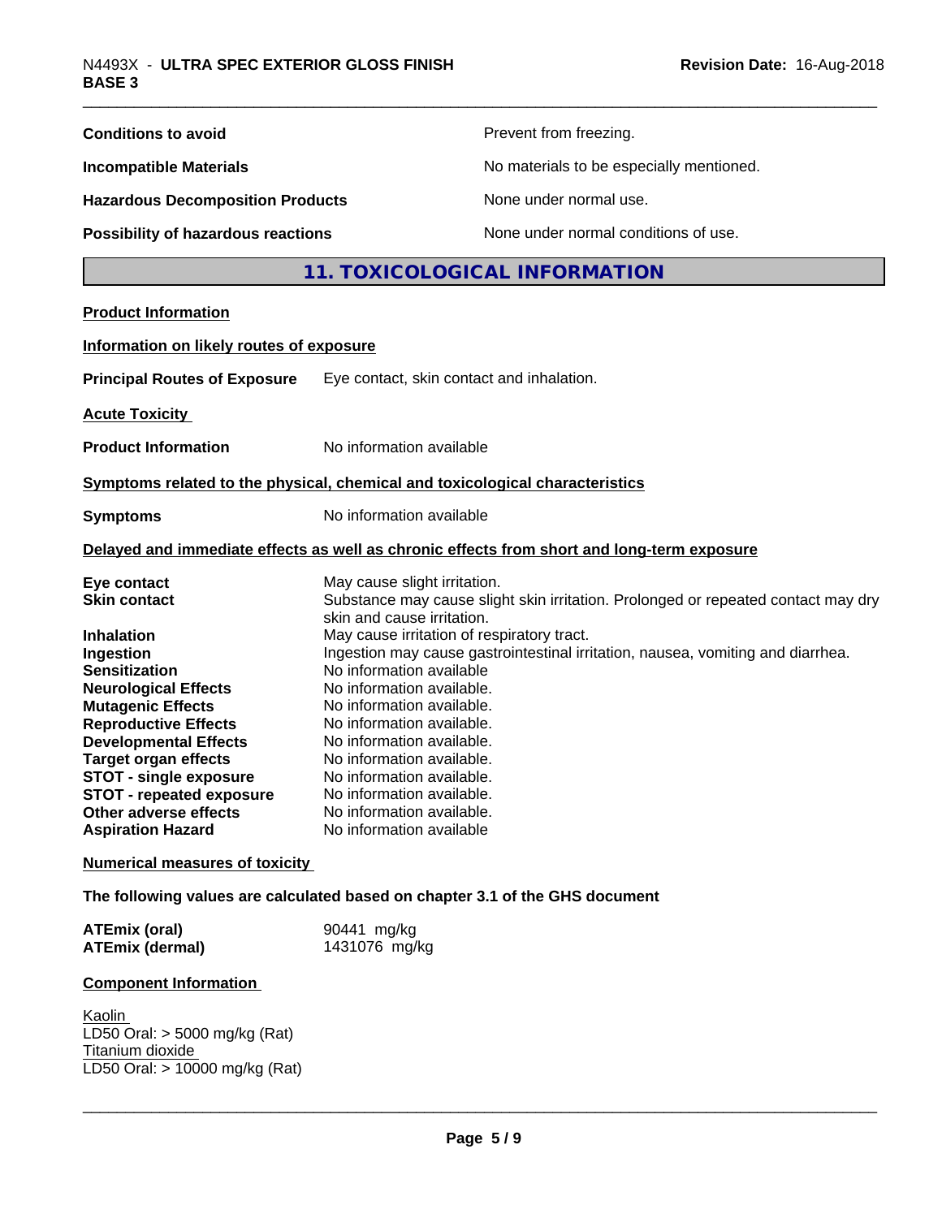| | |
|---|---|
| **Conditions to avoid** | Prevent from freezing. |
| **Incompatible Materials** | No materials to be especially mentioned. |
| **Hazardous Decomposition Products** | None under normal use. |
| **Possibility of hazardous reactions** | None under normal conditions of use. |

## 11. TOXICOLOGICAL INFORMATION

**Product Information**

**Information on likely routes of exposure**

**Principal Routes of Exposure** Eye contact, skin contact and inhalation.

**Acute Toxicity**

**Product Information** No information available

**Symptoms related to the physical, chemical and toxicological characteristics**

**Symptoms** No information available

**Delayed and immediate effects as well as chronic effects from short and long-term exposure**

| | |
|---|---|
| **Eye contact** | May cause slight irritation. |
| **Skin contact** | Substance may cause slight skin irritation. Prolonged or repeated contact may dry skin and cause irritation. |
| **Inhalation** | May cause irritation of respiratory tract. |
| **Ingestion** | Ingestion may cause gastrointestinal irritation, nausea, vomiting and diarrhea. |
| **Sensitization** | No information available |
| **Neurological Effects** | No information available. |
| **Mutagenic Effects** | No information available. |
| **Reproductive Effects** | No information available. |
| **Developmental Effects** | No information available. |
| **Target organ effects** | No information available. |
| **STOT - single exposure** | No information available. |
| **STOT - repeated exposure** | No information available. |
| **Other adverse effects** | No information available. |
| **Aspiration Hazard** | No information available |

**Numerical measures of toxicity**

**The following values are calculated based on chapter 3.1 of the GHS document**

| | |
|---|---|
| **ATEmix (oral)** | 90441 mg/kg |
| **ATEmix (dermal)** | 1431076 mg/kg |

**Component Information**

Kaolin
LD50 Oral: > 5000 mg/kg (Rat)
Titanium dioxide
LD50 Oral: > 10000 mg/kg (Rat)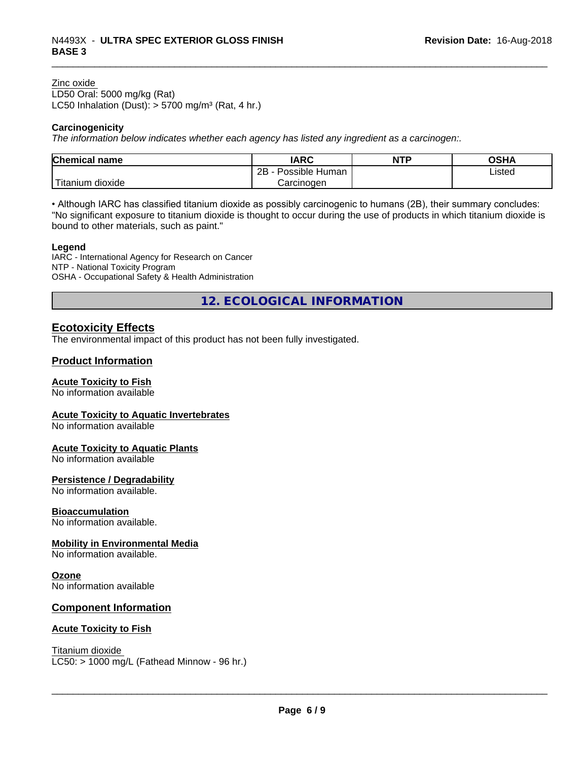Zinc oxide
LD50 Oral: 5000 mg/kg (Rat)
LC50 Inhalation (Dust): > 5700 mg/m³ (Rat, 4 hr.)

**Carcinogenicity**

*The information below indicates whether each agency has listed any ingredient as a carcinogen:.*

| Chemical name | IARC | NTP | OSHA |
|---|---|---|---|
| Titanium dioxide | 2B - Possible Human Carcinogen | | Listed |

• Although IARC has classified titanium dioxide as possibly carcinogenic to humans (2B), their summary concludes: "No significant exposure to titanium dioxide is thought to occur during the use of products in which titanium dioxide is bound to other materials, such as paint."

**Legend**

IARC - International Agency for Research on Cancer
NTP - National Toxicity Program
OSHA - Occupational Safety & Health Administration

## 12. ECOLOGICAL INFORMATION

### Ecotoxicity Effects

The environmental impact of this product has not been fully investigated.

### Product Information

**Acute Toxicity to Fish**
No information available

**Acute Toxicity to Aquatic Invertebrates**
No information available

**Acute Toxicity to Aquatic Plants**
No information available

**Persistence / Degradability**
No information available.

**Bioaccumulation**
No information available.

**Mobility in Environmental Media**
No information available.

**Ozone**
No information available

### Component Information

**Acute Toxicity to Fish**

Titanium dioxide
LC50: > 1000 mg/L (Fathead Minnow - 96 hr.)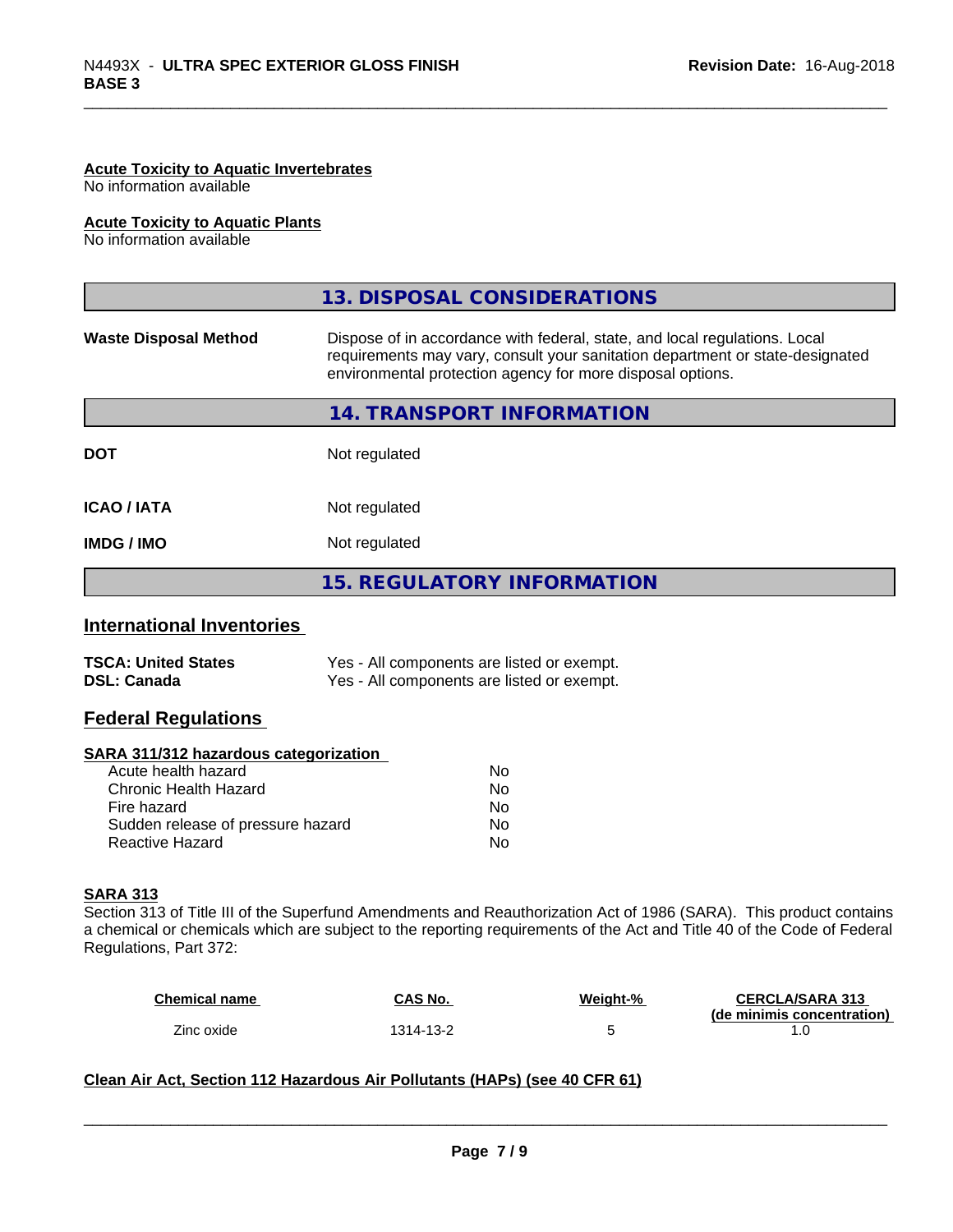**Acute Toxicity to Aquatic Invertebrates**
No information available

**Acute Toxicity to Aquatic Plants**
No information available

## 13. DISPOSAL CONSIDERATIONS

| | |
|---|---|
| **Waste Disposal Method** | Dispose of in accordance with federal, state, and local regulations. Local requirements may vary, consult your sanitation department or state-designated environmental protection agency for more disposal options. |

## 14. TRANSPORT INFORMATION

| | |
|---|---|
| **DOT** | Not regulated |
| **ICAO / IATA** | Not regulated |
| **IMDG / IMO** | Not regulated |

## 15. REGULATORY INFORMATION

### International Inventories

| | |
|---|---|
| **TSCA: United States** | Yes - All components are listed or exempt. |
| **DSL: Canada** | Yes - All components are listed or exempt. |

### Federal Regulations

**SARA 311/312 hazardous categorization**

| | |
|---|---|
| Acute health hazard | No |
| Chronic Health Hazard | No |
| Fire hazard | No |
| Sudden release of pressure hazard | No |
| Reactive Hazard | No |

**SARA 313**
Section 313 of Title III of the Superfund Amendments and Reauthorization Act of 1986 (SARA). This product contains a chemical or chemicals which are subject to the reporting requirements of the Act and Title 40 of the Code of Federal Regulations, Part 372:

| Chemical name | CAS No. | Weight-% | CERCLA/SARA 313 (de minimis concentration) |
|---|---|---|---|
| Zinc oxide | 1314-13-2 | 5 | 1.0 |

**Clean Air Act, Section 112 Hazardous Air Pollutants (HAPs) (see 40 CFR 61)**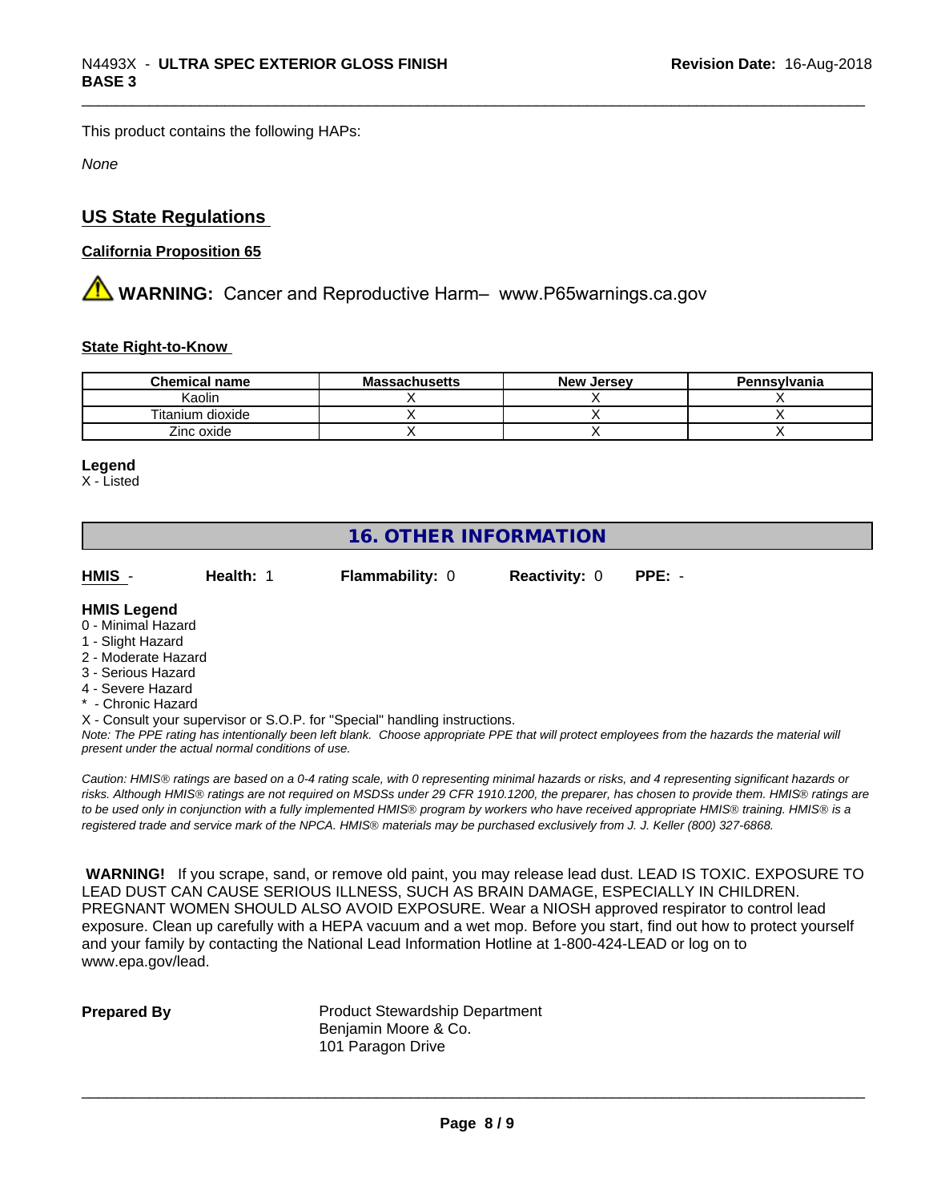This product contains the following HAPs:

*None*

## US State Regulations

**California Proposition 65**

⚠ **WARNING:** Cancer and Reproductive Harm– www.P65warnings.ca.gov

**State Right-to-Know**

| Chemical name | Massachusetts | New Jersey | Pennsylvania |
| --- | --- | --- | --- |
| Kaolin | X | X | X |
| Titanium dioxide | X | X | X |
| Zinc oxide | X | X | X |

**Legend**

X - Listed

## 16. OTHER INFORMATION

**HMIS** - **Health:** 1 **Flammability:** 0 **Reactivity:** 0 **PPE:** -

**HMIS Legend**

0 - Minimal Hazard
1 - Slight Hazard
2 - Moderate Hazard
3 - Serious Hazard
4 - Severe Hazard
* - Chronic Hazard
X - Consult your supervisor or S.O.P. for "Special" handling instructions.

*Note: The PPE rating has intentionally been left blank. Choose appropriate PPE that will protect employees from the hazards the material will present under the actual normal conditions of use.*

*Caution: HMIS® ratings are based on a 0-4 rating scale, with 0 representing minimal hazards or risks, and 4 representing significant hazards or risks. Although HMIS® ratings are not required on MSDSs under 29 CFR 1910.1200, the preparer, has chosen to provide them. HMIS® ratings are to be used only in conjunction with a fully implemented HMIS® program by workers who have received appropriate HMIS® training. HMIS® is a registered trade and service mark of the NPCA. HMIS® materials may be purchased exclusively from J. J. Keller (800) 327-6868.*

**WARNING!** If you scrape, sand, or remove old paint, you may release lead dust. LEAD IS TOXIC. EXPOSURE TO LEAD DUST CAN CAUSE SERIOUS ILLNESS, SUCH AS BRAIN DAMAGE, ESPECIALLY IN CHILDREN. PREGNANT WOMEN SHOULD ALSO AVOID EXPOSURE. Wear a NIOSH approved respirator to control lead exposure. Clean up carefully with a HEPA vacuum and a wet mop. Before you start, find out how to protect yourself and your family by contacting the National Lead Information Hotline at 1-800-424-LEAD or log on to www.epa.gov/lead.

**Prepared By** Product Stewardship Department
Benjamin Moore & Co.
101 Paragon Drive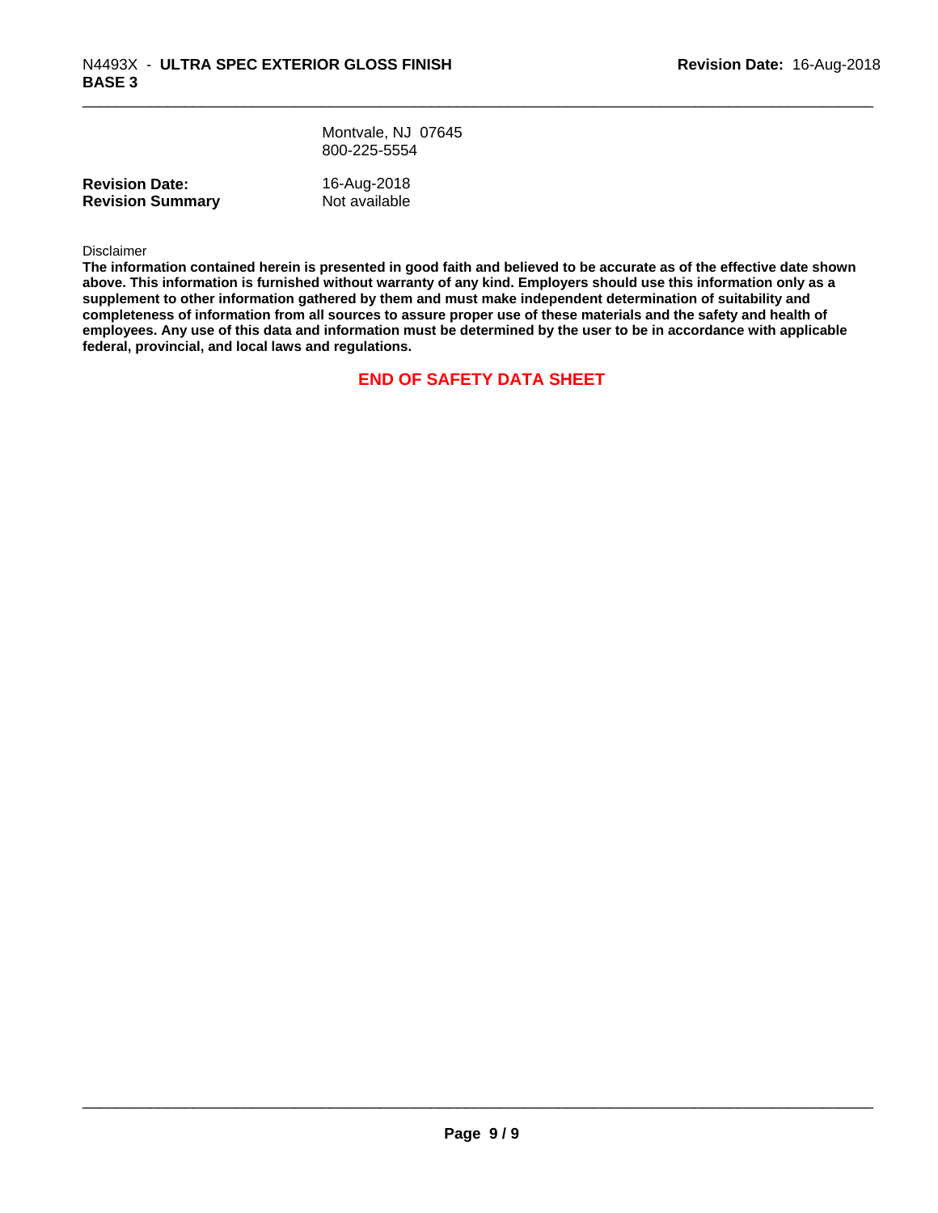Montvale, NJ 07645
800-225-5554

**Revision Date:** 16-Aug-2018
**Revision Summary** Not available

Disclaimer

**The information contained herein is presented in good faith and believed to be accurate as of the effective date shown above. This information is furnished without warranty of any kind. Employers should use this information only as a supplement to other information gathered by them and must make independent determination of suitability and completeness of information from all sources to assure proper use of these materials and the safety and health of employees. Any use of this data and information must be determined by the user to be in accordance with applicable federal, provincial, and local laws and regulations.**

**END OF SAFETY DATA SHEET**